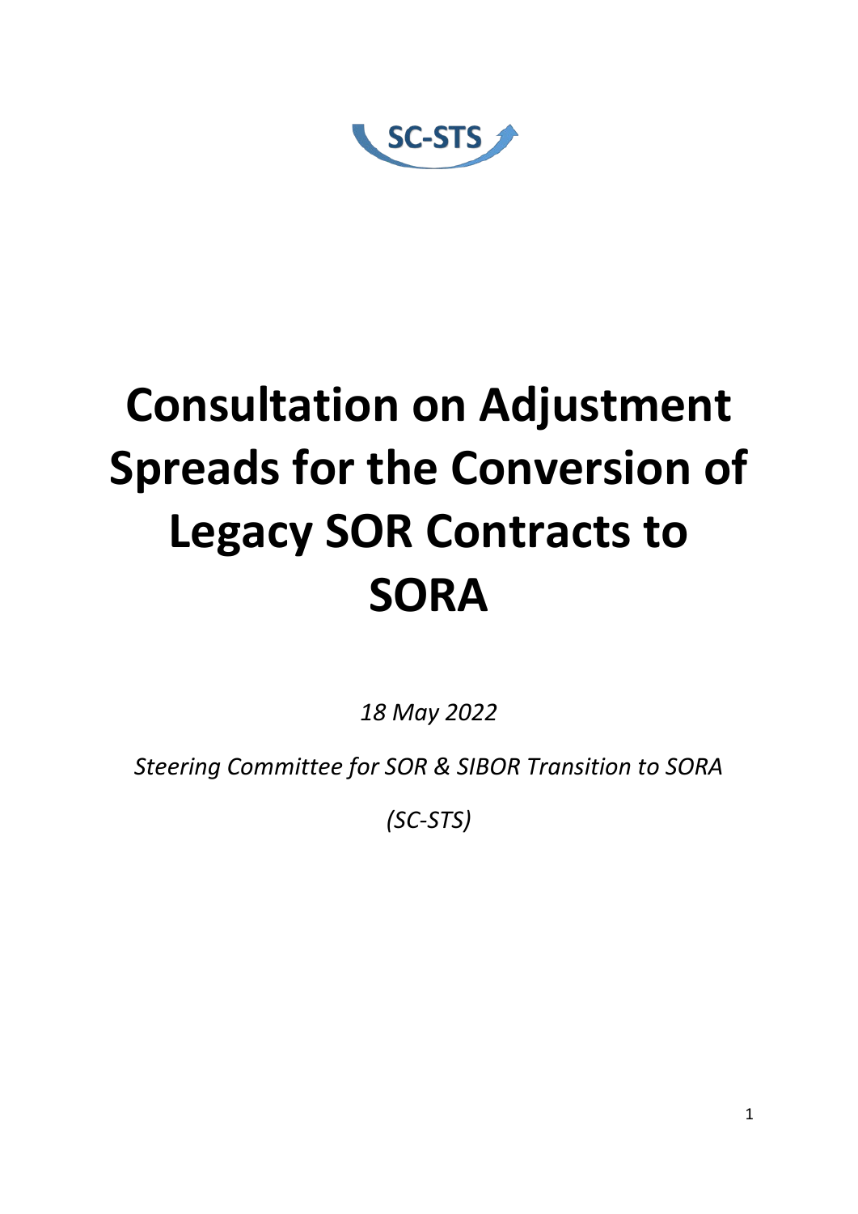SC-STS

# Consultation on Adjustment Spreads for the Conversion of Legacy SOR Contracts to SORA

*18 May 2022*

*Steering Committee for SOR & SIBOR Transition to SORA*

*(SC-STS)*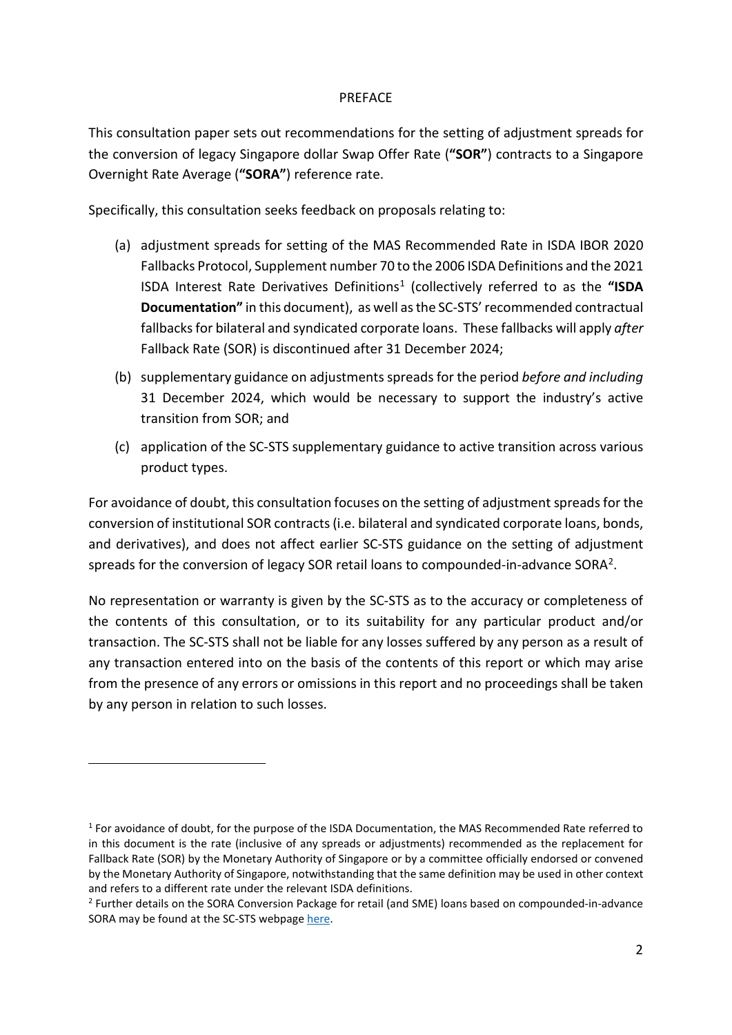# PREFACE

This consultation paper sets out recommendations for the setting of adjustment spreads for the conversion of legacy Singapore dollar Swap Offer Rate (**"SOR"**) contracts to a Singapore Overnight Rate Average (**"SORA"**) reference rate.

Specifically, this consultation seeks feedback on proposals relating to:

(a) adjustment spreads for setting of the MAS Recommended Rate in ISDA IBOR 2020 Fallbacks Protocol, Supplement number 70 to the 2006 ISDA Definitions and the 2021 ISDA Interest Rate Derivatives Definitions[1] (collectively referred to as the **"ISDA Documentation"** in this document), as well as the SC-STS' recommended contractual fallbacks for bilateral and syndicated corporate loans. These fallbacks will apply *after* Fallback Rate (SOR) is discontinued after 31 December 2024;

(b) supplementary guidance on adjustments spreads for the period *before and including* 31 December 2024, which would be necessary to support the industry's active transition from SOR; and

(c) application of the SC-STS supplementary guidance to active transition across various product types.

For avoidance of doubt, this consultation focuses on the setting of adjustment spreads for the conversion of institutional SOR contracts (i.e. bilateral and syndicated corporate loans, bonds, and derivatives), and does not affect earlier SC-STS guidance on the setting of adjustment spreads for the conversion of legacy SOR retail loans to compounded-in-advance SORA[2].

No representation or warranty is given by the SC-STS as to the accuracy or completeness of the contents of this consultation, or to its suitability for any particular product and/or transaction. The SC-STS shall not be liable for any losses suffered by any person as a result of any transaction entered into on the basis of the contents of this report or which may arise from the presence of any errors or omissions in this report and no proceedings shall be taken by any person in relation to such losses.

---

[1] For avoidance of doubt, for the purpose of the ISDA Documentation, the MAS Recommended Rate referred to in this document is the rate (inclusive of any spreads or adjustments) recommended as the replacement for Fallback Rate (SOR) by the Monetary Authority of Singapore or by a committee officially endorsed or convened by the Monetary Authority of Singapore, notwithstanding that the same definition may be used in other context and refers to a different rate under the relevant ISDA definitions.

[2] Further details on the SORA Conversion Package for retail (and SME) loans based on compounded-in-advance SORA may be found at the SC-STS webpage here.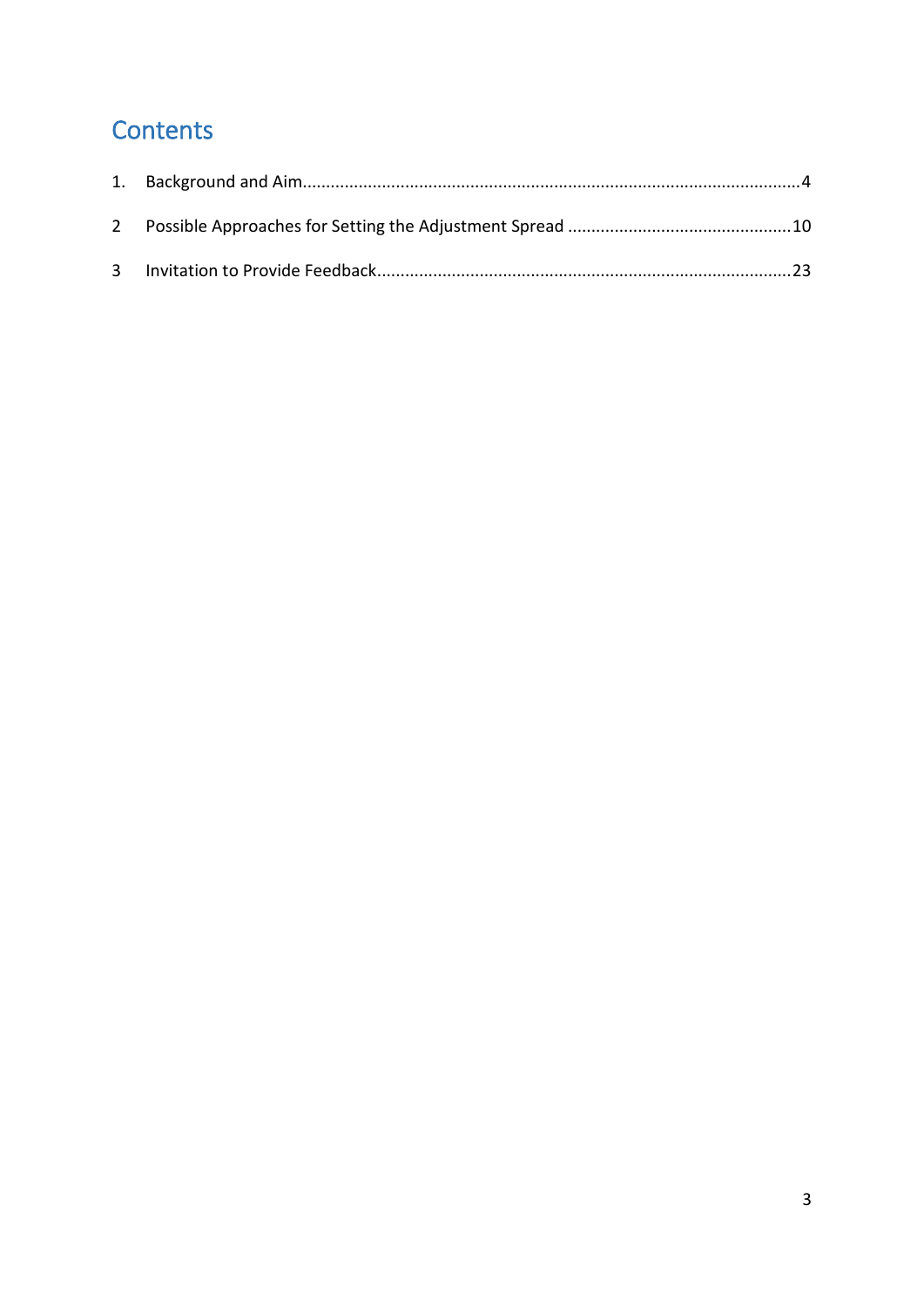# Contents

1. Background and Aim ........................................................................................................ 4

2 Possible Approaches for Setting the Adjustment Spread ............................................... 10

3 Invitation to Provide Feedback ...................................................................................... 23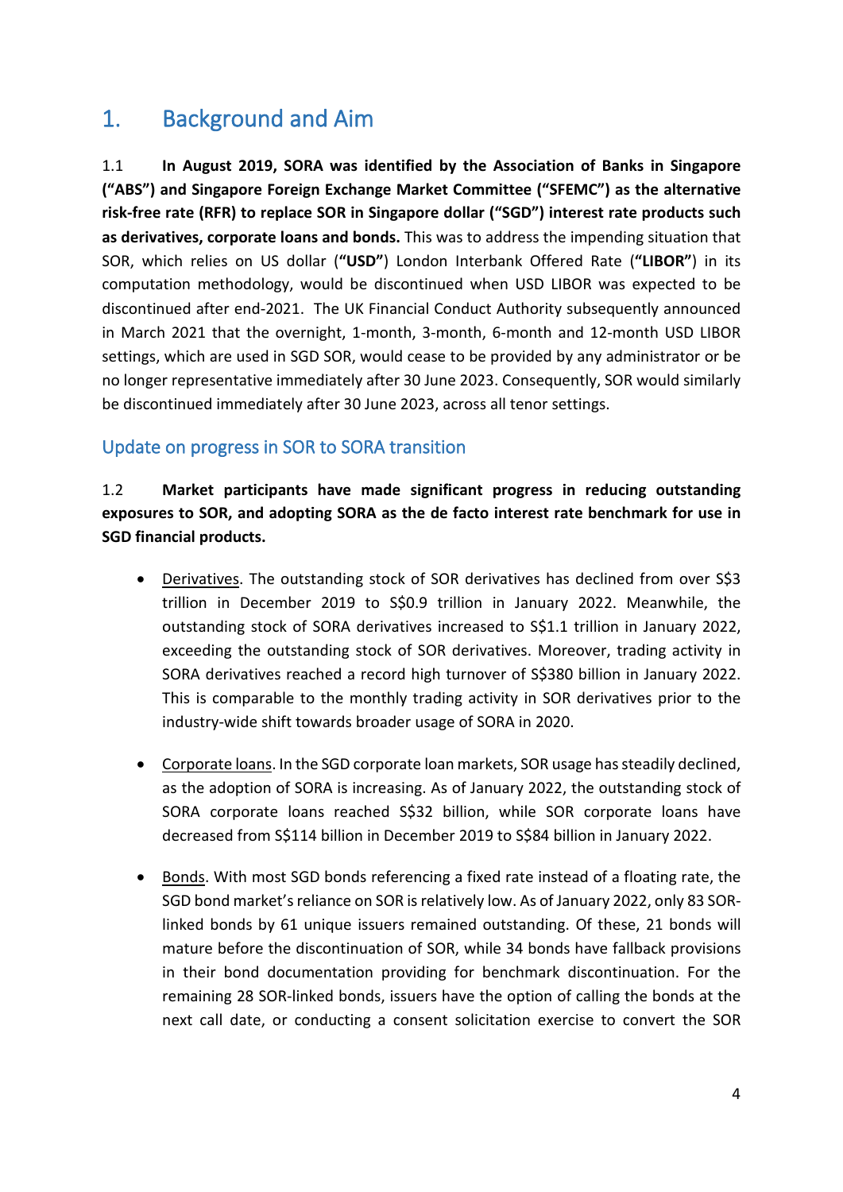# 1. Background and Aim

1.1 **In August 2019, SORA was identified by the Association of Banks in Singapore ("ABS") and Singapore Foreign Exchange Market Committee ("SFEMC") as the alternative risk-free rate (RFR) to replace SOR in Singapore dollar ("SGD") interest rate products such as derivatives, corporate loans and bonds.** This was to address the impending situation that SOR, which relies on US dollar (**"USD"**) London Interbank Offered Rate (**"LIBOR"**) in its computation methodology, would be discontinued when USD LIBOR was expected to be discontinued after end-2021. The UK Financial Conduct Authority subsequently announced in March 2021 that the overnight, 1-month, 3-month, 6-month and 12-month USD LIBOR settings, which are used in SGD SOR, would cease to be provided by any administrator or be no longer representative immediately after 30 June 2023. Consequently, SOR would similarly be discontinued immediately after 30 June 2023, across all tenor settings.

## Update on progress in SOR to SORA transition

1.2 **Market participants have made significant progress in reducing outstanding exposures to SOR, and adopting SORA as the de facto interest rate benchmark for use in SGD financial products.**

- Derivatives. The outstanding stock of SOR derivatives has declined from over S$3 trillion in December 2019 to S$0.9 trillion in January 2022. Meanwhile, the outstanding stock of SORA derivatives increased to S$1.1 trillion in January 2022, exceeding the outstanding stock of SOR derivatives. Moreover, trading activity in SORA derivatives reached a record high turnover of S$380 billion in January 2022. This is comparable to the monthly trading activity in SOR derivatives prior to the industry-wide shift towards broader usage of SORA in 2020.

- Corporate loans. In the SGD corporate loan markets, SOR usage has steadily declined, as the adoption of SORA is increasing. As of January 2022, the outstanding stock of SORA corporate loans reached S$32 billion, while SOR corporate loans have decreased from S$114 billion in December 2019 to S$84 billion in January 2022.

- Bonds. With most SGD bonds referencing a fixed rate instead of a floating rate, the SGD bond market's reliance on SOR is relatively low. As of January 2022, only 83 SOR-linked bonds by 61 unique issuers remained outstanding. Of these, 21 bonds will mature before the discontinuation of SOR, while 34 bonds have fallback provisions in their bond documentation providing for benchmark discontinuation. For the remaining 28 SOR-linked bonds, issuers have the option of calling the bonds at the next call date, or conducting a consent solicitation exercise to convert the SOR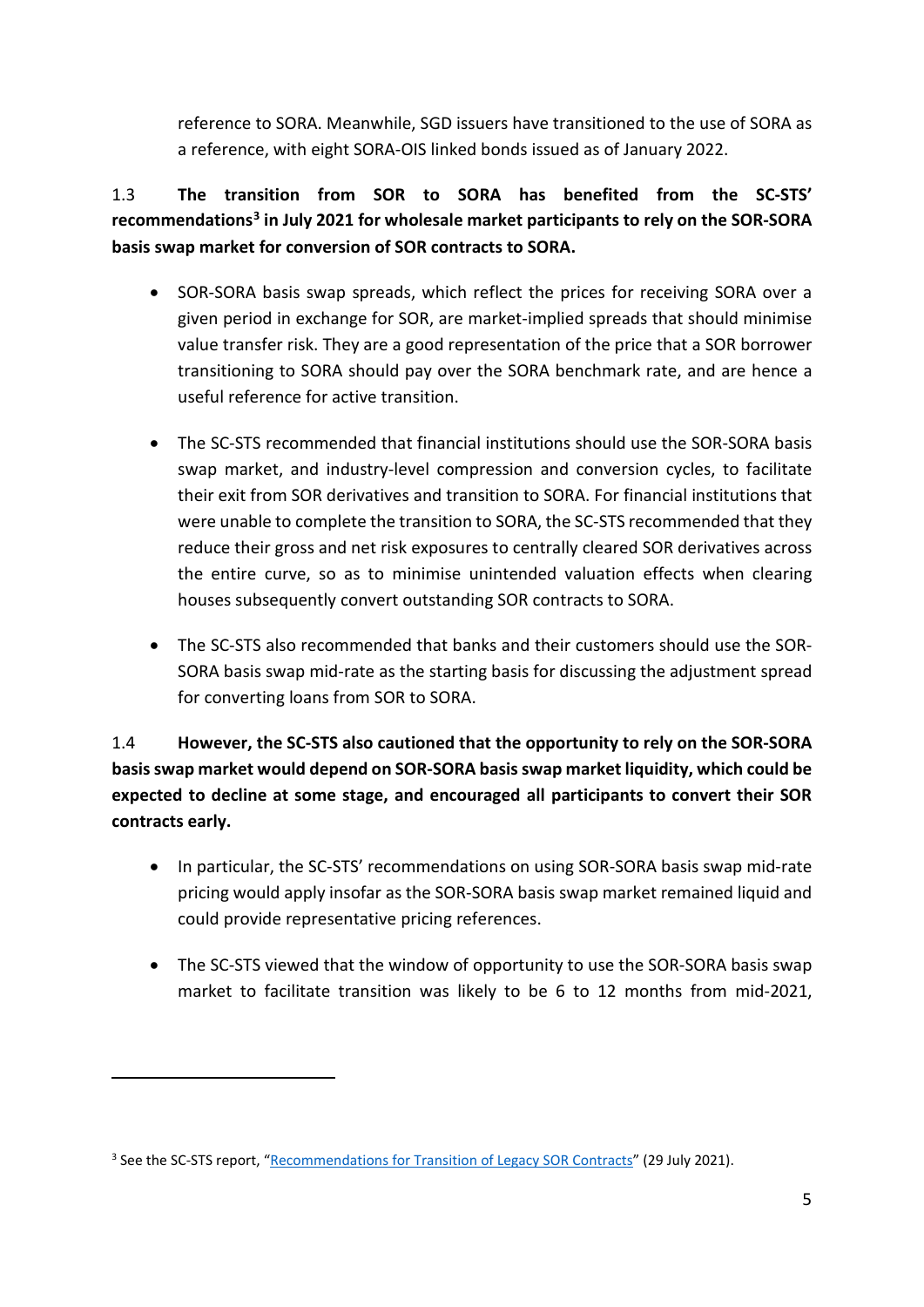reference to SORA. Meanwhile, SGD issuers have transitioned to the use of SORA as a reference, with eight SORA-OIS linked bonds issued as of January 2022.

1.3 **The transition from SOR to SORA has benefited from the SC-STS' recommendations[3] in July 2021 for wholesale market participants to rely on the SOR-SORA basis swap market for conversion of SOR contracts to SORA.**

- SOR-SORA basis swap spreads, which reflect the prices for receiving SORA over a given period in exchange for SOR, are market-implied spreads that should minimise value transfer risk. They are a good representation of the price that a SOR borrower transitioning to SORA should pay over the SORA benchmark rate, and are hence a useful reference for active transition.

- The SC-STS recommended that financial institutions should use the SOR-SORA basis swap market, and industry-level compression and conversion cycles, to facilitate their exit from SOR derivatives and transition to SORA. For financial institutions that were unable to complete the transition to SORA, the SC-STS recommended that they reduce their gross and net risk exposures to centrally cleared SOR derivatives across the entire curve, so as to minimise unintended valuation effects when clearing houses subsequently convert outstanding SOR contracts to SORA.

- The SC-STS also recommended that banks and their customers should use the SOR-SORA basis swap mid-rate as the starting basis for discussing the adjustment spread for converting loans from SOR to SORA.

1.4 **However, the SC-STS also cautioned that the opportunity to rely on the SOR-SORA basis swap market would depend on SOR-SORA basis swap market liquidity, which could be expected to decline at some stage, and encouraged all participants to convert their SOR contracts early.**

- In particular, the SC-STS' recommendations on using SOR-SORA basis swap mid-rate pricing would apply insofar as the SOR-SORA basis swap market remained liquid and could provide representative pricing references.

- The SC-STS viewed that the window of opportunity to use the SOR-SORA basis swap market to facilitate transition was likely to be 6 to 12 months from mid-2021,

[3] See the SC-STS report, "Recommendations for Transition of Legacy SOR Contracts" (29 July 2021).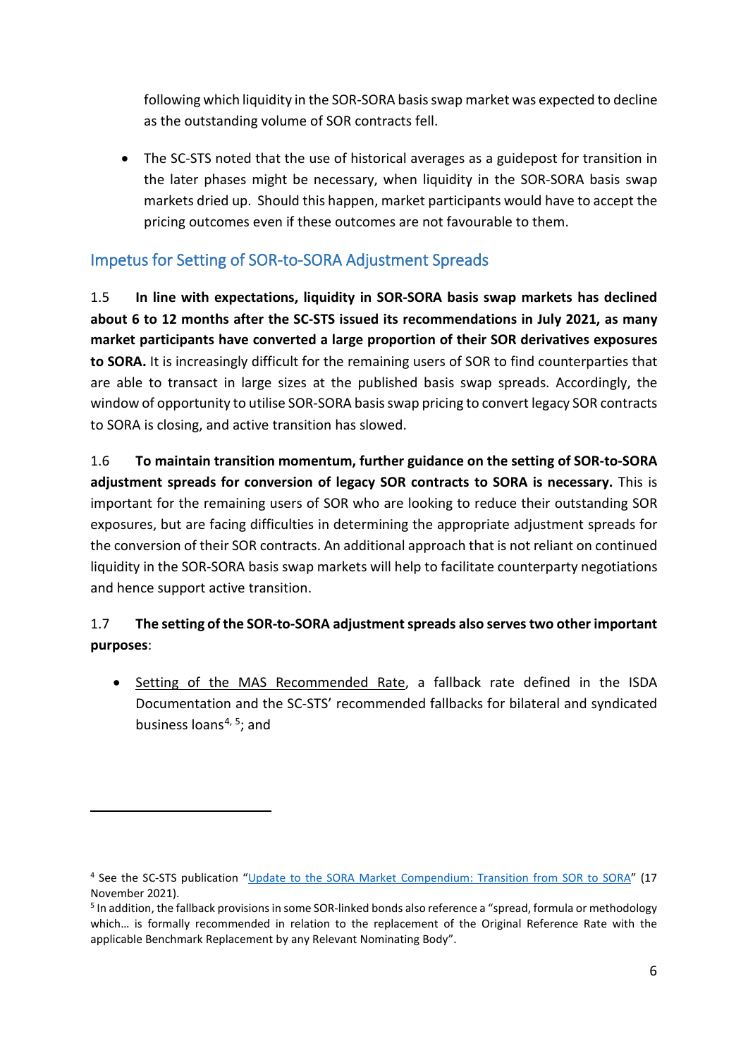following which liquidity in the SOR-SORA basis swap market was expected to decline as the outstanding volume of SOR contracts fell.

- The SC-STS noted that the use of historical averages as a guidepost for transition in the later phases might be necessary, when liquidity in the SOR-SORA basis swap markets dried up. Should this happen, market participants would have to accept the pricing outcomes even if these outcomes are not favourable to them.

## Impetus for Setting of SOR-to-SORA Adjustment Spreads

1.5 **In line with expectations, liquidity in SOR-SORA basis swap markets has declined about 6 to 12 months after the SC-STS issued its recommendations in July 2021, as many market participants have converted a large proportion of their SOR derivatives exposures to SORA.** It is increasingly difficult for the remaining users of SOR to find counterparties that are able to transact in large sizes at the published basis swap spreads. Accordingly, the window of opportunity to utilise SOR-SORA basis swap pricing to convert legacy SOR contracts to SORA is closing, and active transition has slowed.

1.6 **To maintain transition momentum, further guidance on the setting of SOR-to-SORA adjustment spreads for conversion of legacy SOR contracts to SORA is necessary.** This is important for the remaining users of SOR who are looking to reduce their outstanding SOR exposures, but are facing difficulties in determining the appropriate adjustment spreads for the conversion of their SOR contracts. An additional approach that is not reliant on continued liquidity in the SOR-SORA basis swap markets will help to facilitate counterparty negotiations and hence support active transition.

1.7 **The setting of the SOR-to-SORA adjustment spreads also serves two other important purposes**:

- <u>Setting of the MAS Recommended Rate</u>, a fallback rate defined in the ISDA Documentation and the SC-STS' recommended fallbacks for bilateral and syndicated business loans[4, 5]; and

---

[4] See the SC-STS publication "Update to the SORA Market Compendium: Transition from SOR to SORA" (17 November 2021).

[5] In addition, the fallback provisions in some SOR-linked bonds also reference a "spread, formula or methodology which… is formally recommended in relation to the replacement of the Original Reference Rate with the applicable Benchmark Replacement by any Relevant Nominating Body".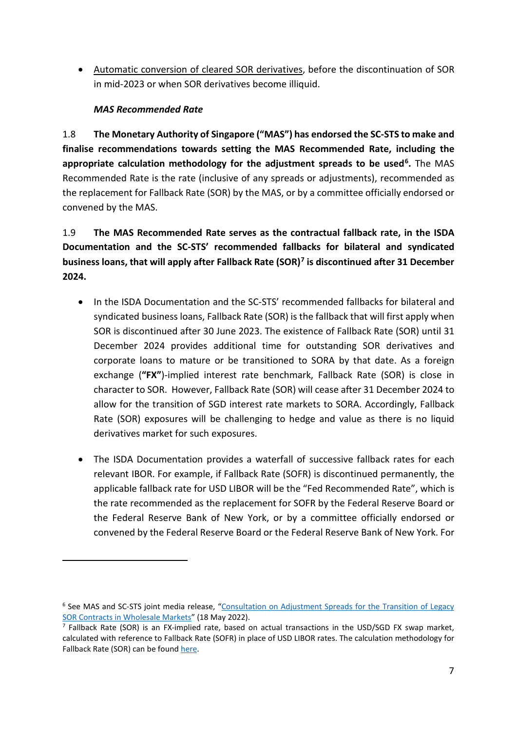- Automatic conversion of cleared SOR derivatives, before the discontinuation of SOR in mid-2023 or when SOR derivatives become illiquid.

*MAS Recommended Rate*

1.8 **The Monetary Authority of Singapore ("MAS") has endorsed the SC-STS to make and finalise recommendations towards setting the MAS Recommended Rate, including the appropriate calculation methodology for the adjustment spreads to be used[6].** The MAS Recommended Rate is the rate (inclusive of any spreads or adjustments), recommended as the replacement for Fallback Rate (SOR) by the MAS, or by a committee officially endorsed or convened by the MAS.

1.9 **The MAS Recommended Rate serves as the contractual fallback rate, in the ISDA Documentation and the SC-STS' recommended fallbacks for bilateral and syndicated business loans, that will apply after Fallback Rate (SOR)[7] is discontinued after 31 December 2024.**

- In the ISDA Documentation and the SC-STS' recommended fallbacks for bilateral and syndicated business loans, Fallback Rate (SOR) is the fallback that will first apply when SOR is discontinued after 30 June 2023. The existence of Fallback Rate (SOR) until 31 December 2024 provides additional time for outstanding SOR derivatives and corporate loans to mature or be transitioned to SORA by that date. As a foreign exchange (**"FX"**)-implied interest rate benchmark, Fallback Rate (SOR) is close in character to SOR. However, Fallback Rate (SOR) will cease after 31 December 2024 to allow for the transition of SGD interest rate markets to SORA. Accordingly, Fallback Rate (SOR) exposures will be challenging to hedge and value as there is no liquid derivatives market for such exposures.

- The ISDA Documentation provides a waterfall of successive fallback rates for each relevant IBOR. For example, if Fallback Rate (SOFR) is discontinued permanently, the applicable fallback rate for USD LIBOR will be the "Fed Recommended Rate", which is the rate recommended as the replacement for SOFR by the Federal Reserve Board or the Federal Reserve Bank of New York, or by a committee officially endorsed or convened by the Federal Reserve Board or the Federal Reserve Bank of New York. For

[6] See MAS and SC-STS joint media release, "Consultation on Adjustment Spreads for the Transition of Legacy SOR Contracts in Wholesale Markets" (18 May 2022).

[7] Fallback Rate (SOR) is an FX-implied rate, based on actual transactions in the USD/SGD FX swap market, calculated with reference to Fallback Rate (SOFR) in place of USD LIBOR rates. The calculation methodology for Fallback Rate (SOR) can be found here.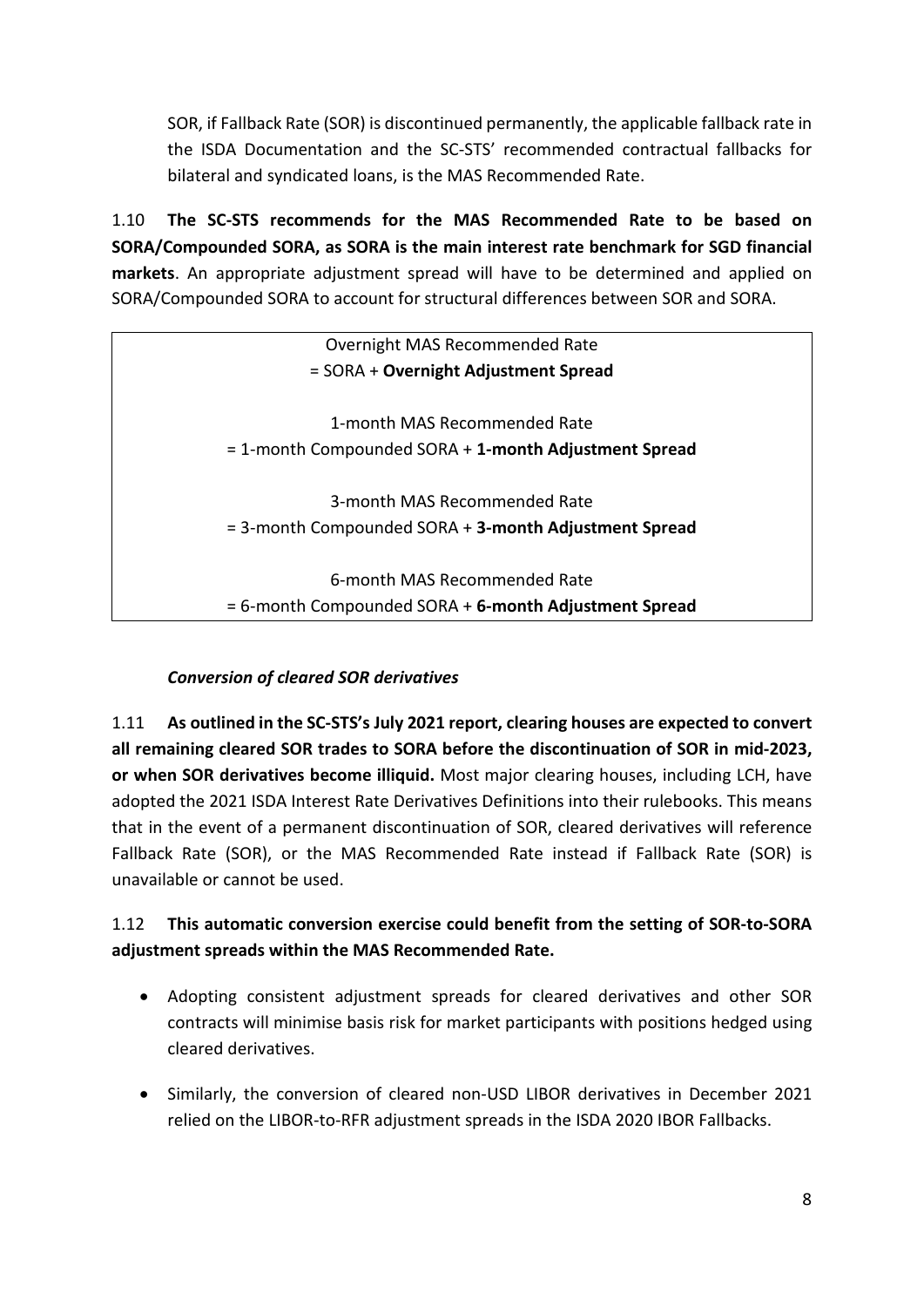SOR, if Fallback Rate (SOR) is discontinued permanently, the applicable fallback rate in the ISDA Documentation and the SC-STS' recommended contractual fallbacks for bilateral and syndicated loans, is the MAS Recommended Rate.

1.10 **The SC-STS recommends for the MAS Recommended Rate to be based on SORA/Compounded SORA, as SORA is the main interest rate benchmark for SGD financial markets**. An appropriate adjustment spread will have to be determined and applied on SORA/Compounded SORA to account for structural differences between SOR and SORA.

| |
|---|
| Overnight MAS Recommended Rate<br>= SORA + **Overnight Adjustment Spread**<br><br>1-month MAS Recommended Rate<br>= 1-month Compounded SORA + **1-month Adjustment Spread**<br><br>3-month MAS Recommended Rate<br>= 3-month Compounded SORA + **3-month Adjustment Spread**<br><br>6-month MAS Recommended Rate<br>= 6-month Compounded SORA + **6-month Adjustment Spread** |

***Conversion of cleared SOR derivatives***

1.11 **As outlined in the SC-STS's July 2021 report, clearing houses are expected to convert all remaining cleared SOR trades to SORA before the discontinuation of SOR in mid-2023, or when SOR derivatives become illiquid.** Most major clearing houses, including LCH, have adopted the 2021 ISDA Interest Rate Derivatives Definitions into their rulebooks. This means that in the event of a permanent discontinuation of SOR, cleared derivatives will reference Fallback Rate (SOR), or the MAS Recommended Rate instead if Fallback Rate (SOR) is unavailable or cannot be used.

1.12 **This automatic conversion exercise could benefit from the setting of SOR-to-SORA adjustment spreads within the MAS Recommended Rate.**

- Adopting consistent adjustment spreads for cleared derivatives and other SOR contracts will minimise basis risk for market participants with positions hedged using cleared derivatives.

- Similarly, the conversion of cleared non-USD LIBOR derivatives in December 2021 relied on the LIBOR-to-RFR adjustment spreads in the ISDA 2020 IBOR Fallbacks.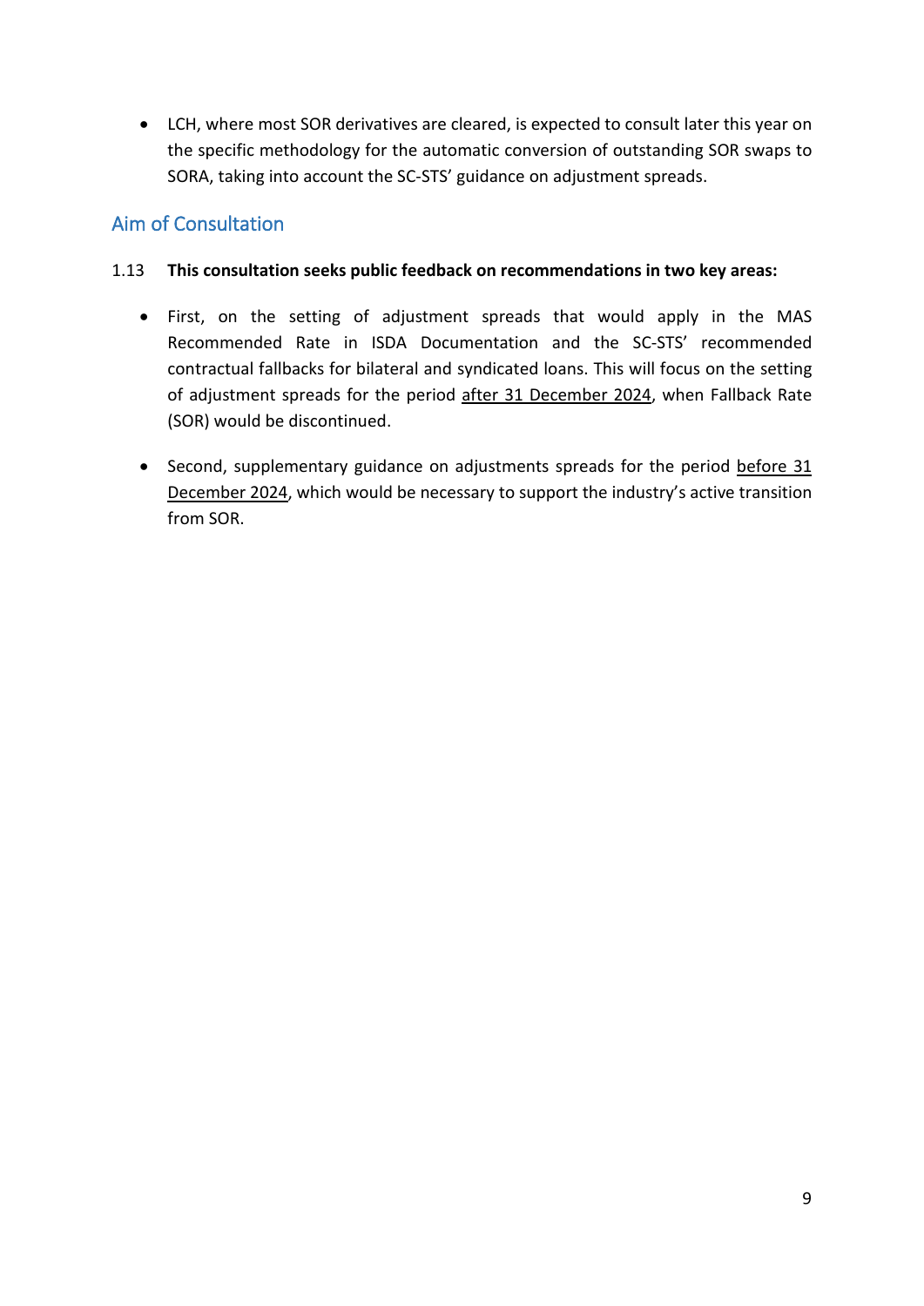- LCH, where most SOR derivatives are cleared, is expected to consult later this year on the specific methodology for the automatic conversion of outstanding SOR swaps to SORA, taking into account the SC-STS' guidance on adjustment spreads.

## Aim of Consultation

1.13 **This consultation seeks public feedback on recommendations in two key areas:**

- First, on the setting of adjustment spreads that would apply in the MAS Recommended Rate in ISDA Documentation and the SC-STS' recommended contractual fallbacks for bilateral and syndicated loans. This will focus on the setting of adjustment spreads for the period after 31 December 2024, when Fallback Rate (SOR) would be discontinued.

- Second, supplementary guidance on adjustments spreads for the period before 31 December 2024, which would be necessary to support the industry's active transition from SOR.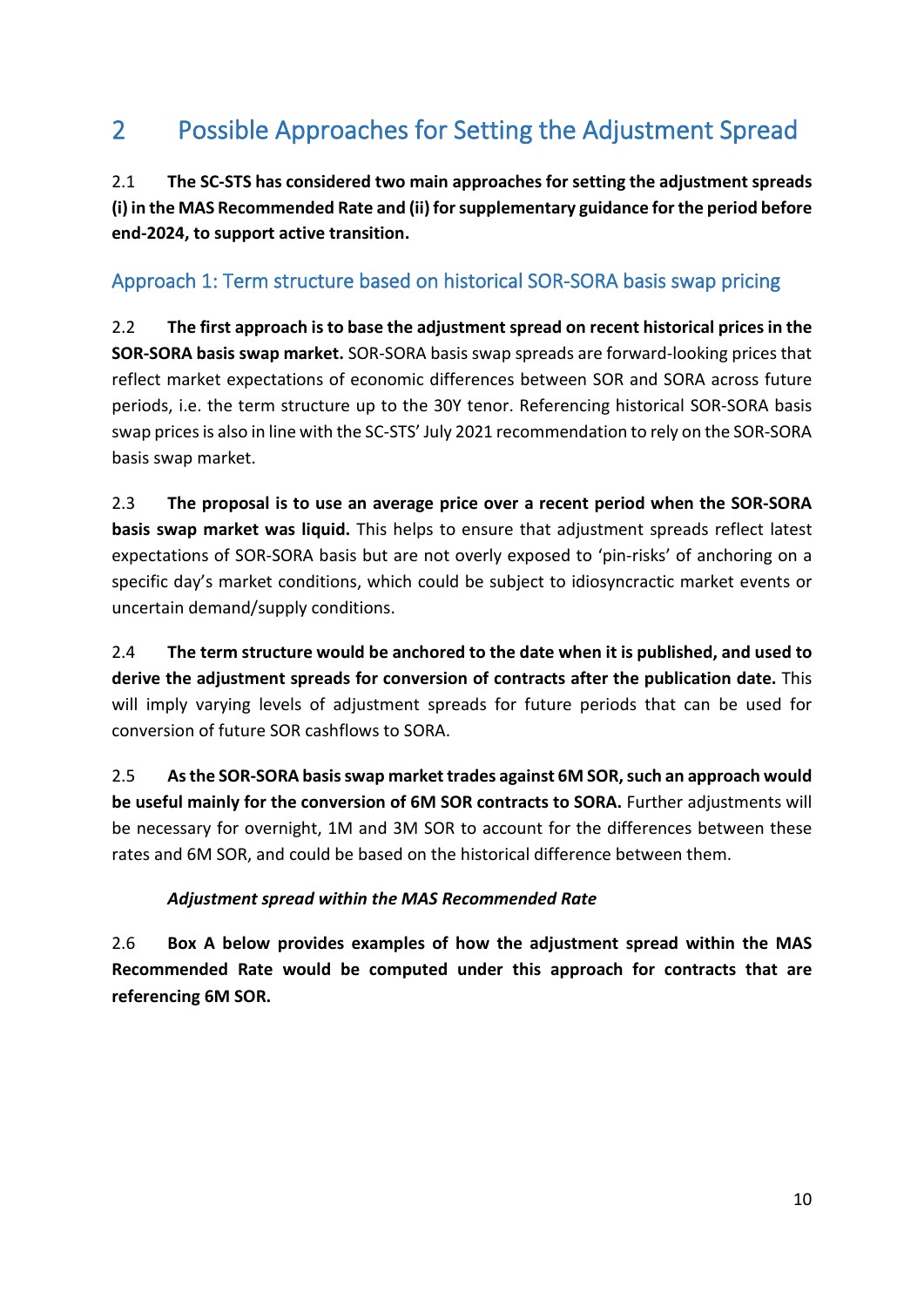# 2 Possible Approaches for Setting the Adjustment Spread

2.1 **The SC-STS has considered two main approaches for setting the adjustment spreads (i) in the MAS Recommended Rate and (ii) for supplementary guidance for the period before end-2024, to support active transition.**

## Approach 1: Term structure based on historical SOR-SORA basis swap pricing

2.2 **The first approach is to base the adjustment spread on recent historical prices in the SOR-SORA basis swap market.** SOR-SORA basis swap spreads are forward-looking prices that reflect market expectations of economic differences between SOR and SORA across future periods, i.e. the term structure up to the 30Y tenor. Referencing historical SOR-SORA basis swap prices is also in line with the SC-STS' July 2021 recommendation to rely on the SOR-SORA basis swap market.

2.3 **The proposal is to use an average price over a recent period when the SOR-SORA basis swap market was liquid.** This helps to ensure that adjustment spreads reflect latest expectations of SOR-SORA basis but are not overly exposed to 'pin-risks' of anchoring on a specific day's market conditions, which could be subject to idiosyncractic market events or uncertain demand/supply conditions.

2.4 **The term structure would be anchored to the date when it is published, and used to derive the adjustment spreads for conversion of contracts after the publication date.** This will imply varying levels of adjustment spreads for future periods that can be used for conversion of future SOR cashflows to SORA.

2.5 **As the SOR-SORA basis swap market trades against 6M SOR, such an approach would be useful mainly for the conversion of 6M SOR contracts to SORA.** Further adjustments will be necessary for overnight, 1M and 3M SOR to account for the differences between these rates and 6M SOR, and could be based on the historical difference between them.

***Adjustment spread within the MAS Recommended Rate***

2.6 **Box A below provides examples of how the adjustment spread within the MAS Recommended Rate would be computed under this approach for contracts that are referencing 6M SOR.**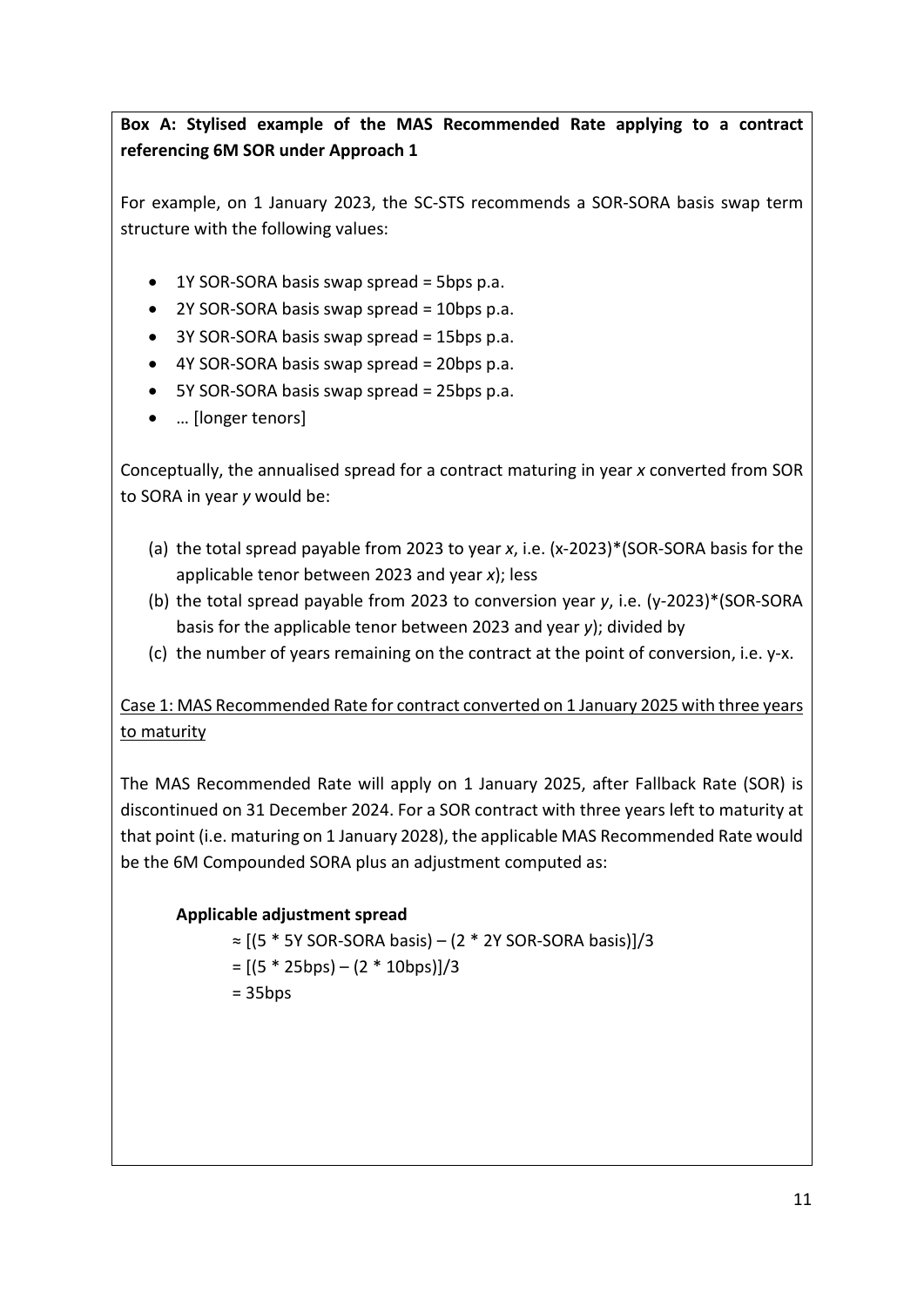**Box A: Stylised example of the MAS Recommended Rate applying to a contract referencing 6M SOR under Approach 1**

For example, on 1 January 2023, the SC-STS recommends a SOR-SORA basis swap term structure with the following values:

- 1Y SOR-SORA basis swap spread = 5bps p.a.
- 2Y SOR-SORA basis swap spread = 10bps p.a.
- 3Y SOR-SORA basis swap spread = 15bps p.a.
- 4Y SOR-SORA basis swap spread = 20bps p.a.
- 5Y SOR-SORA basis swap spread = 25bps p.a.
- … [longer tenors]

Conceptually, the annualised spread for a contract maturing in year *x* converted from SOR to SORA in year *y* would be:

(a) the total spread payable from 2023 to year *x*, i.e. (x-2023)*(SOR-SORA basis for the applicable tenor between 2023 and year *x*); less

(b) the total spread payable from 2023 to conversion year *y*, i.e. (y-2023)*(SOR-SORA basis for the applicable tenor between 2023 and year *y*); divided by

(c) the number of years remaining on the contract at the point of conversion, i.e. y-x.

<u>Case 1: MAS Recommended Rate for contract converted on 1 January 2025 with three years to maturity</u>

The MAS Recommended Rate will apply on 1 January 2025, after Fallback Rate (SOR) is discontinued on 31 December 2024. For a SOR contract with three years left to maturity at that point (i.e. maturing on 1 January 2028), the applicable MAS Recommended Rate would be the 6M Compounded SORA plus an adjustment computed as:

**Applicable adjustment spread**

≈ [(5 * 5Y SOR-SORA basis) – (2 * 2Y SOR-SORA basis)]/3

= [(5 * 25bps) – (2 * 10bps)]/3

= 35bps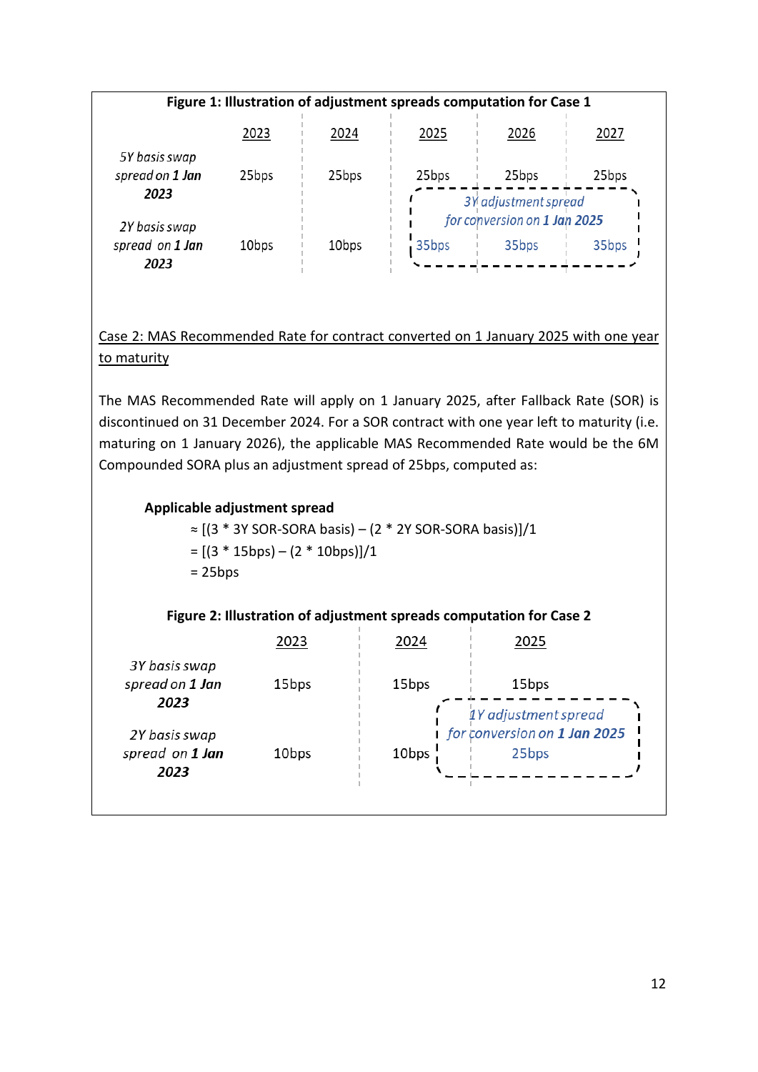**Figure 1: Illustration of adjustment spreads computation for Case 1**

| | 2023 | 2024 | 2025 | 2026 | 2027 |
|---|---|---|---|---|---|
| *5Y basis swap spread on **1 Jan 2023*** | 25bps | 25bps | 25bps | 25bps | 25bps |
| | | | *3Y adjustment spread for conversion on **1 Jan 2025*** | | |
| *2Y basis swap spread on **1 Jan 2023*** | 10bps | 10bps | 35bps | 35bps | 35bps |

Case 2: MAS Recommended Rate for contract converted on 1 January 2025 with one year to maturity

The MAS Recommended Rate will apply on 1 January 2025, after Fallback Rate (SOR) is discontinued on 31 December 2024. For a SOR contract with one year left to maturity (i.e. maturing on 1 January 2026), the applicable MAS Recommended Rate would be the 6M Compounded SORA plus an adjustment spread of 25bps, computed as:

**Applicable adjustment spread**

≈ [(3 * 3Y SOR-SORA basis) – (2 * 2Y SOR-SORA basis)]/1

= [(3 * 15bps) – (2 * 10bps)]/1

= 25bps

**Figure 2: Illustration of adjustment spreads computation for Case 2**

| | 2023 | 2024 | 2025 |
|---|---|---|---|
| *3Y basis swap spread on **1 Jan 2023*** | 15bps | 15bps | 15bps |
| | | | *1Y adjustment spread for conversion on **1 Jan 2025*** |
| *2Y basis swap spread on **1 Jan 2023*** | 10bps | 10bps | 25bps |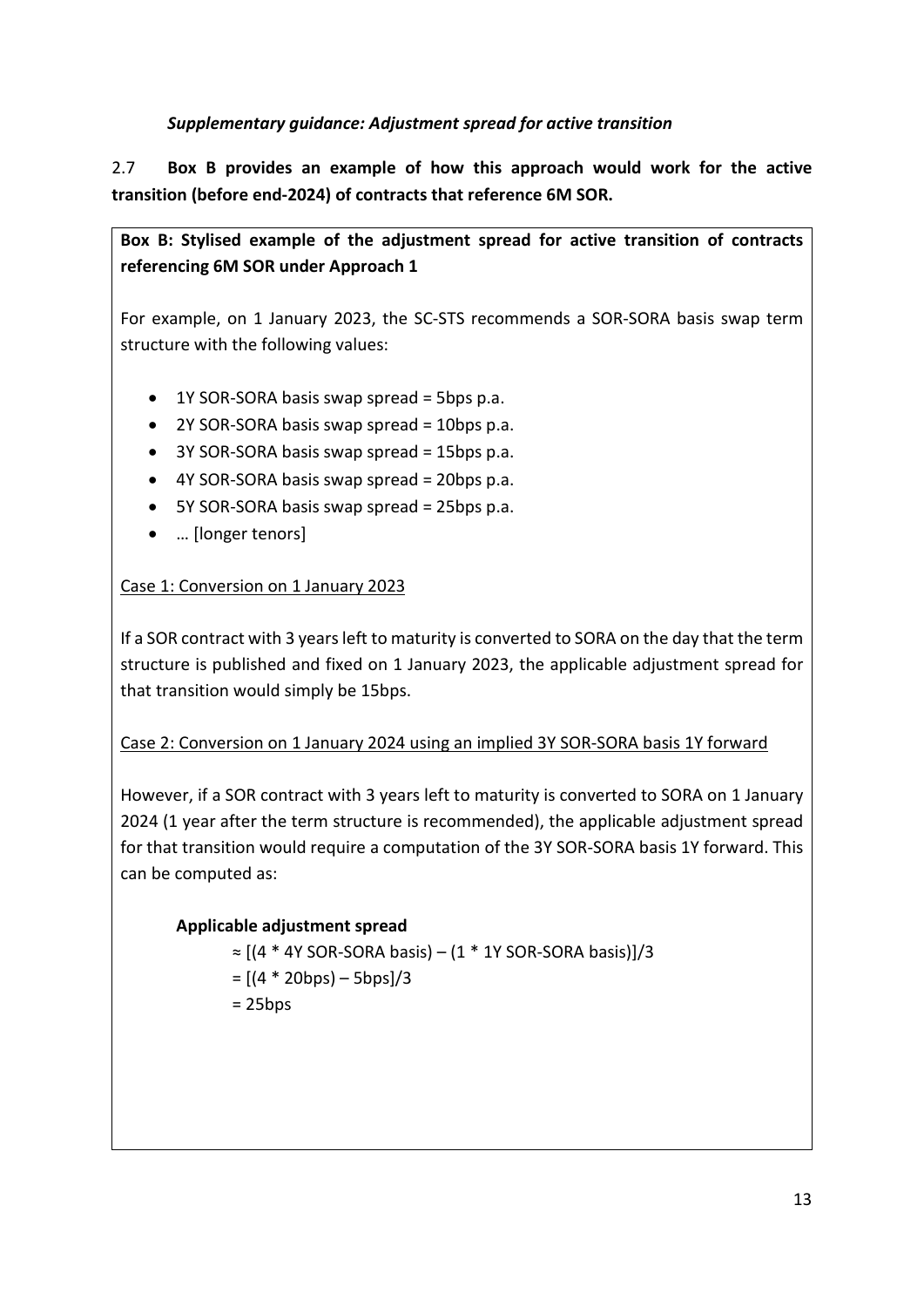*Supplementary guidance: Adjustment spread for active transition*

2.7 **Box B provides an example of how this approach would work for the active transition (before end-2024) of contracts that reference 6M SOR.**

**Box B: Stylised example of the adjustment spread for active transition of contracts referencing 6M SOR under Approach 1**

For example, on 1 January 2023, the SC-STS recommends a SOR-SORA basis swap term structure with the following values:

- 1Y SOR-SORA basis swap spread = 5bps p.a.
- 2Y SOR-SORA basis swap spread = 10bps p.a.
- 3Y SOR-SORA basis swap spread = 15bps p.a.
- 4Y SOR-SORA basis swap spread = 20bps p.a.
- 5Y SOR-SORA basis swap spread = 25bps p.a.
- … [longer tenors]

<u>Case 1: Conversion on 1 January 2023</u>

If a SOR contract with 3 years left to maturity is converted to SORA on the day that the term structure is published and fixed on 1 January 2023, the applicable adjustment spread for that transition would simply be 15bps.

<u>Case 2: Conversion on 1 January 2024 using an implied 3Y SOR-SORA basis 1Y forward</u>

However, if a SOR contract with 3 years left to maturity is converted to SORA on 1 January 2024 (1 year after the term structure is recommended), the applicable adjustment spread for that transition would require a computation of the 3Y SOR-SORA basis 1Y forward. This can be computed as:

**Applicable adjustment spread**

$$\approx [(4 * \text{4Y SOR-SORA basis}) - (1 * \text{1Y SOR-SORA basis})]/3$$
$$= [(4 * 20\text{bps}) - 5\text{bps}]/3$$
$$= 25\text{bps}$$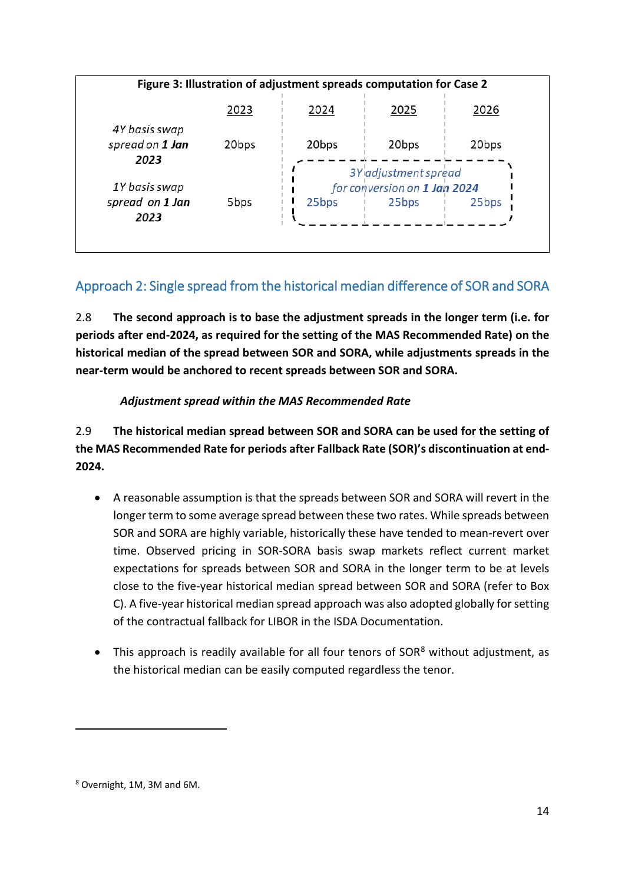**Figure 3: Illustration of adjustment spreads computation for Case 2**

| | 2023 | 2024 | 2025 | 2026 |
|---|---|---|---|---|
| *4Y basis swap spread on **1 Jan 2023*** | 20bps | 20bps | 20bps | 20bps |
| *1Y basis swap spread on **1 Jan 2023*** | 5bps | *3Y adjustment spread for conversion on **1 Jan 2024***<br>25bps | 25bps | 25bps |

## Approach 2: Single spread from the historical median difference of SOR and SORA

2.8 **The second approach is to base the adjustment spreads in the longer term (i.e. for periods after end-2024, as required for the setting of the MAS Recommended Rate) on the historical median of the spread between SOR and SORA, while adjustments spreads in the near-term would be anchored to recent spreads between SOR and SORA.**

***Adjustment spread within the MAS Recommended Rate***

2.9 **The historical median spread between SOR and SORA can be used for the setting of the MAS Recommended Rate for periods after Fallback Rate (SOR)'s discontinuation at end-2024.**

- A reasonable assumption is that the spreads between SOR and SORA will revert in the longer term to some average spread between these two rates. While spreads between SOR and SORA are highly variable, historically these have tended to mean-revert over time. Observed pricing in SOR-SORA basis swap markets reflect current market expectations for spreads between SOR and SORA in the longer term to be at levels close to the five-year historical median spread between SOR and SORA (refer to Box C). A five-year historical median spread approach was also adopted globally for setting of the contractual fallback for LIBOR in the ISDA Documentation.

- This approach is readily available for all four tenors of SOR[8] without adjustment, as the historical median can be easily computed regardless the tenor.

[8] Overnight, 1M, 3M and 6M.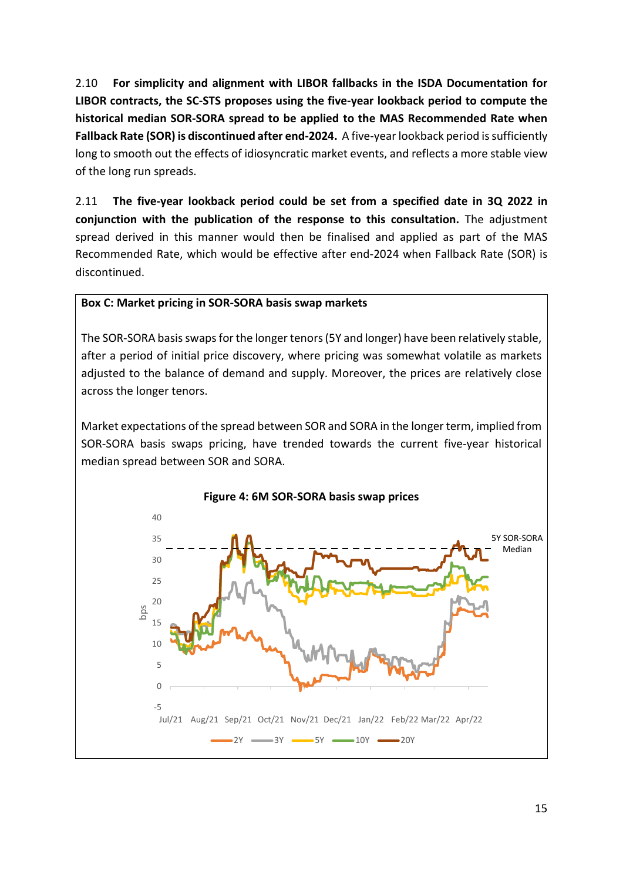2.10 **For simplicity and alignment with LIBOR fallbacks in the ISDA Documentation for LIBOR contracts, the SC-STS proposes using the five-year lookback period to compute the historical median SOR-SORA spread to be applied to the MAS Recommended Rate when Fallback Rate (SOR) is discontinued after end-2024.** A five-year lookback period is sufficiently long to smooth out the effects of idiosyncratic market events, and reflects a more stable view of the long run spreads.

2.11 **The five-year lookback period could be set from a specified date in 3Q 2022 in conjunction with the publication of the response to this consultation.** The adjustment spread derived in this manner would then be finalised and applied as part of the MAS Recommended Rate, which would be effective after end-2024 when Fallback Rate (SOR) is discontinued.

**Box C: Market pricing in SOR-SORA basis swap markets**

The SOR-SORA basis swaps for the longer tenors (5Y and longer) have been relatively stable, after a period of initial price discovery, where pricing was somewhat volatile as markets adjusted to the balance of demand and supply. Moreover, the prices are relatively close across the longer tenors.

Market expectations of the spread between SOR and SORA in the longer term, implied from SOR-SORA basis swaps pricing, have trended towards the current five-year historical median spread between SOR and SORA.

**Figure 4: 6M SOR-SORA basis swap prices**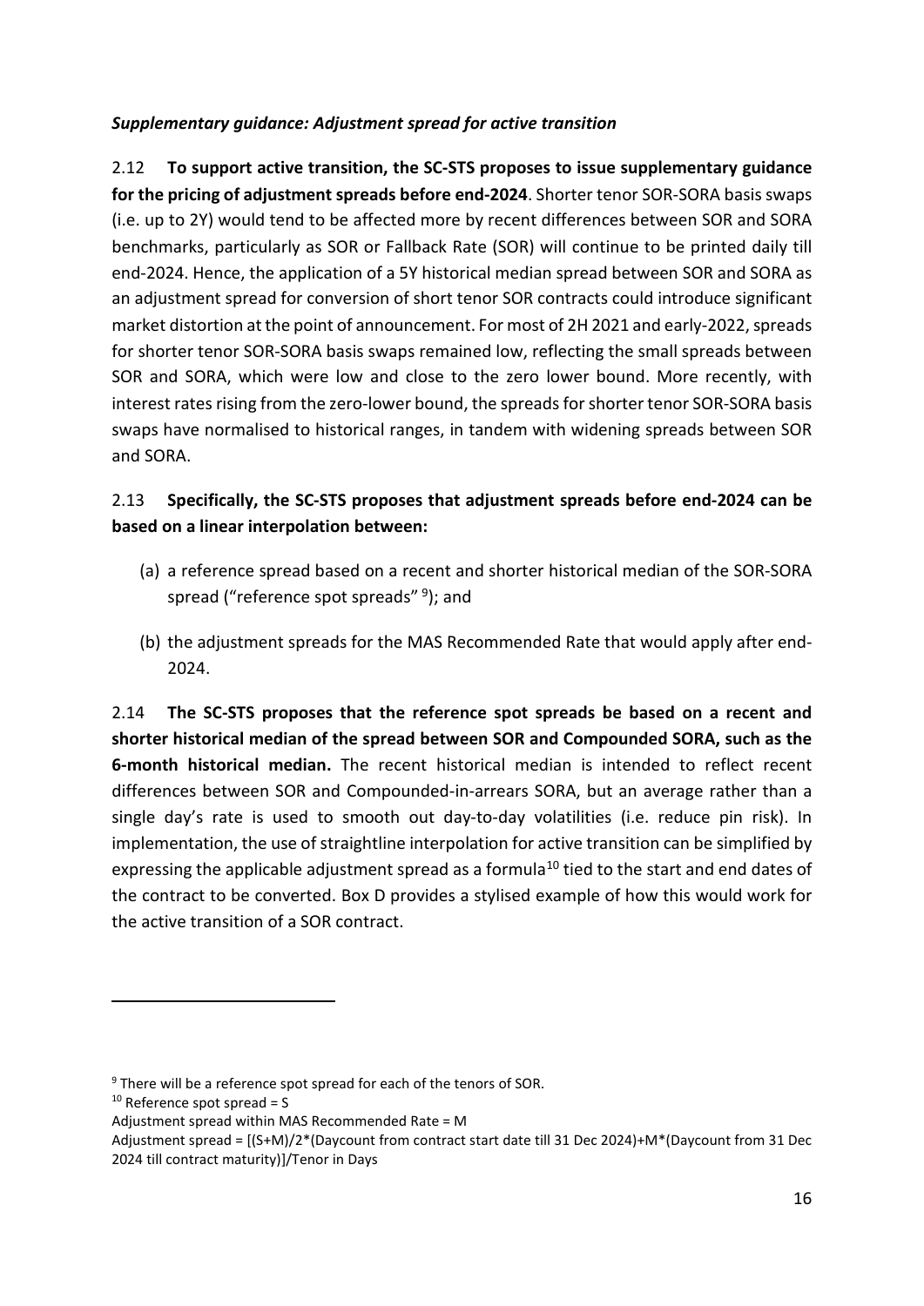*Supplementary guidance: Adjustment spread for active transition*

2.12 **To support active transition, the SC-STS proposes to issue supplementary guidance for the pricing of adjustment spreads before end-2024**. Shorter tenor SOR-SORA basis swaps (i.e. up to 2Y) would tend to be affected more by recent differences between SOR and SORA benchmarks, particularly as SOR or Fallback Rate (SOR) will continue to be printed daily till end-2024. Hence, the application of a 5Y historical median spread between SOR and SORA as an adjustment spread for conversion of short tenor SOR contracts could introduce significant market distortion at the point of announcement. For most of 2H 2021 and early-2022, spreads for shorter tenor SOR-SORA basis swaps remained low, reflecting the small spreads between SOR and SORA, which were low and close to the zero lower bound. More recently, with interest rates rising from the zero-lower bound, the spreads for shorter tenor SOR-SORA basis swaps have normalised to historical ranges, in tandem with widening spreads between SOR and SORA.

2.13 **Specifically, the SC-STS proposes that adjustment spreads before end-2024 can be based on a linear interpolation between:**

(a) a reference spread based on a recent and shorter historical median of the SOR-SORA spread ("reference spot spreads" [9]); and

(b) the adjustment spreads for the MAS Recommended Rate that would apply after end-2024.

2.14 **The SC-STS proposes that the reference spot spreads be based on a recent and shorter historical median of the spread between SOR and Compounded SORA, such as the 6-month historical median.** The recent historical median is intended to reflect recent differences between SOR and Compounded-in-arrears SORA, but an average rather than a single day's rate is used to smooth out day-to-day volatilities (i.e. reduce pin risk). In implementation, the use of straightline interpolation for active transition can be simplified by expressing the applicable adjustment spread as a formula[10] tied to the start and end dates of the contract to be converted. Box D provides a stylised example of how this would work for the active transition of a SOR contract.

---

[9] There will be a reference spot spread for each of the tenors of SOR.

[10] Reference spot spread = S

Adjustment spread within MAS Recommended Rate = M

Adjustment spread = [(S+M)/2*(Daycount from contract start date till 31 Dec 2024)+M*(Daycount from 31 Dec 2024 till contract maturity)]/Tenor in Days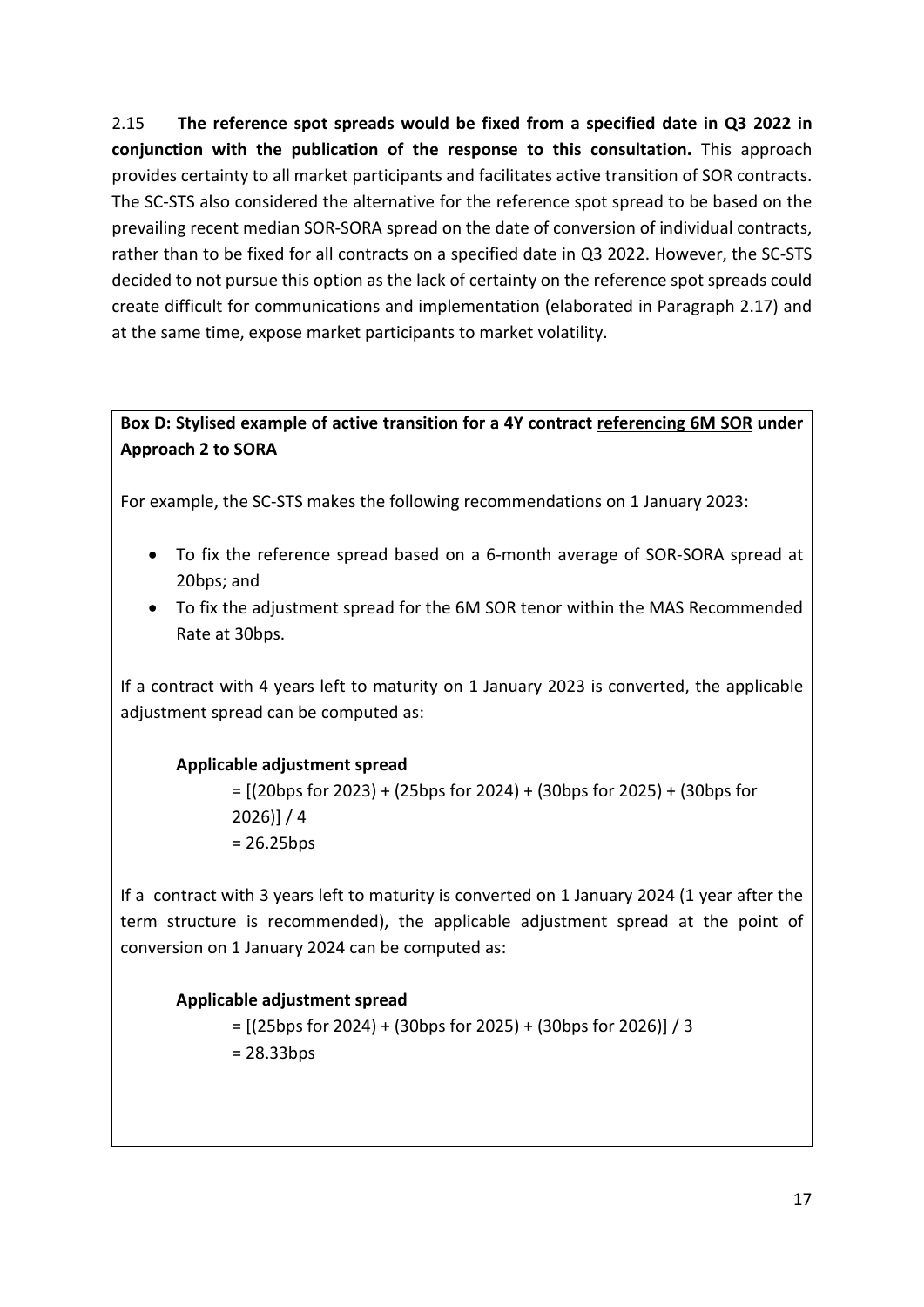2.15 **The reference spot spreads would be fixed from a specified date in Q3 2022 in conjunction with the publication of the response to this consultation.** This approach provides certainty to all market participants and facilitates active transition of SOR contracts. The SC-STS also considered the alternative for the reference spot spread to be based on the prevailing recent median SOR-SORA spread on the date of conversion of individual contracts, rather than to be fixed for all contracts on a specified date in Q3 2022. However, the SC-STS decided to not pursue this option as the lack of certainty on the reference spot spreads could create difficult for communications and implementation (elaborated in Paragraph 2.17) and at the same time, expose market participants to market volatility.

**Box D: Stylised example of active transition for a 4Y contract <u>referencing 6M SOR</u> under Approach 2 to SORA**

For example, the SC-STS makes the following recommendations on 1 January 2023:

- To fix the reference spread based on a 6-month average of SOR-SORA spread at 20bps; and
- To fix the adjustment spread for the 6M SOR tenor within the MAS Recommended Rate at 30bps.

If a contract with 4 years left to maturity on 1 January 2023 is converted, the applicable adjustment spread can be computed as:

**Applicable adjustment spread**

= [(20bps for 2023) + (25bps for 2024) + (30bps for 2025) + (30bps for 2026)] / 4
= 26.25bps

If a contract with 3 years left to maturity is converted on 1 January 2024 (1 year after the term structure is recommended), the applicable adjustment spread at the point of conversion on 1 January 2024 can be computed as:

**Applicable adjustment spread**

= [(25bps for 2024) + (30bps for 2025) + (30bps for 2026)] / 3
= 28.33bps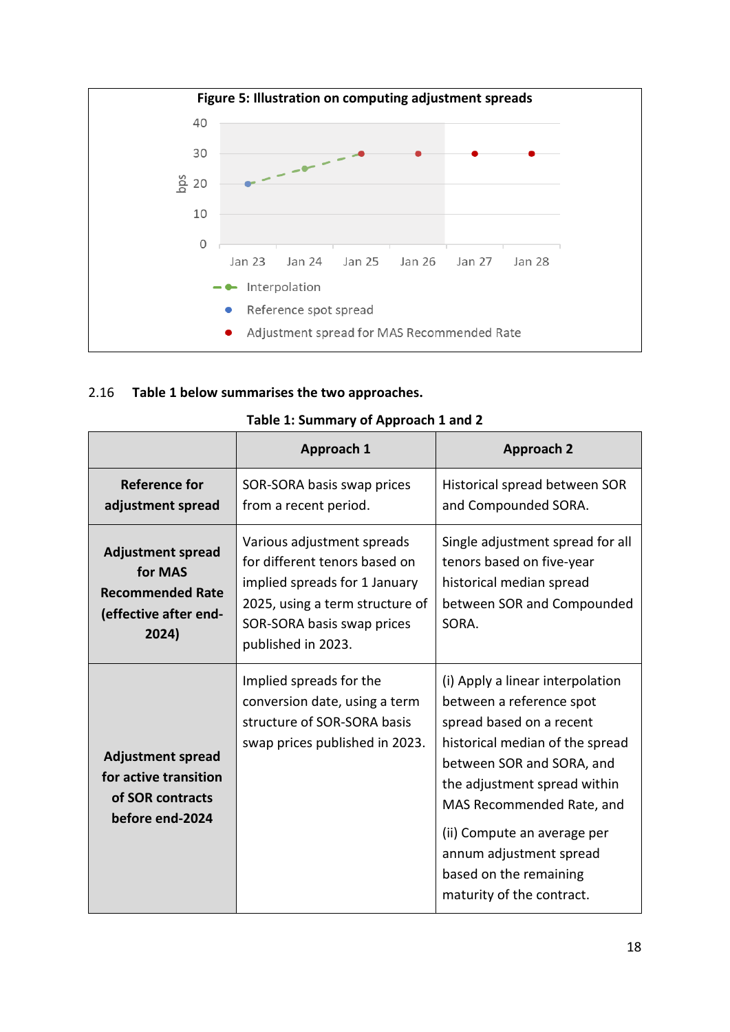**Figure 5: Illustration on computing adjustment spreads**

2.16 **Table 1 below summarises the two approaches.**

**Table 1: Summary of Approach 1 and 2**

| | Approach 1 | Approach 2 |
|---|---|---|
| **Reference for adjustment spread** | SOR-SORA basis swap prices from a recent period. | Historical spread between SOR and Compounded SORA. |
| **Adjustment spread for MAS Recommended Rate (effective after end-2024)** | Various adjustment spreads for different tenors based on implied spreads for 1 January 2025, using a term structure of SOR-SORA basis swap prices published in 2023. | Single adjustment spread for all tenors based on five-year historical median spread between SOR and Compounded SORA. |
| **Adjustment spread for active transition of SOR contracts before end-2024** | Implied spreads for the conversion date, using a term structure of SOR-SORA basis swap prices published in 2023. | (i) Apply a linear interpolation between a reference spot spread based on a recent historical median of the spread between SOR and SORA, and the adjustment spread within MAS Recommended Rate, and<br><br>(ii) Compute an average per annum adjustment spread based on the remaining maturity of the contract. |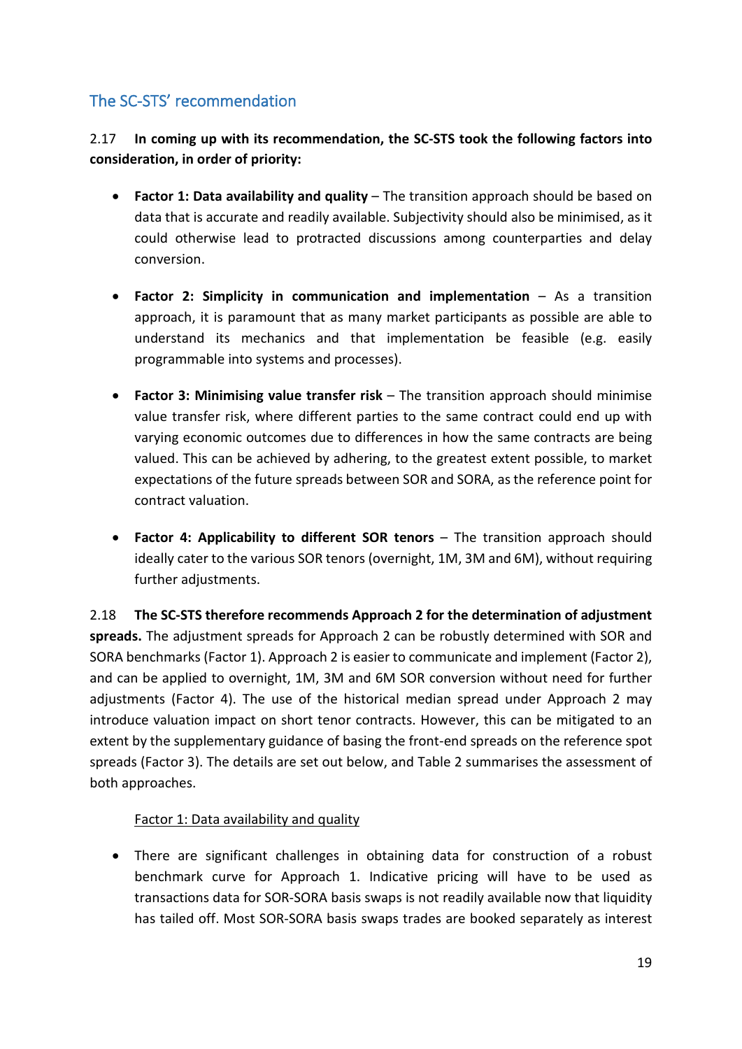## The SC-STS' recommendation

2.17 **In coming up with its recommendation, the SC-STS took the following factors into consideration, in order of priority:**

- **Factor 1: Data availability and quality** – The transition approach should be based on data that is accurate and readily available. Subjectivity should also be minimised, as it could otherwise lead to protracted discussions among counterparties and delay conversion.

- **Factor 2: Simplicity in communication and implementation** – As a transition approach, it is paramount that as many market participants as possible are able to understand its mechanics and that implementation be feasible (e.g. easily programmable into systems and processes).

- **Factor 3: Minimising value transfer risk** – The transition approach should minimise value transfer risk, where different parties to the same contract could end up with varying economic outcomes due to differences in how the same contracts are being valued. This can be achieved by adhering, to the greatest extent possible, to market expectations of the future spreads between SOR and SORA, as the reference point for contract valuation.

- **Factor 4: Applicability to different SOR tenors** – The transition approach should ideally cater to the various SOR tenors (overnight, 1M, 3M and 6M), without requiring further adjustments.

2.18 **The SC-STS therefore recommends Approach 2 for the determination of adjustment spreads.** The adjustment spreads for Approach 2 can be robustly determined with SOR and SORA benchmarks (Factor 1). Approach 2 is easier to communicate and implement (Factor 2), and can be applied to overnight, 1M, 3M and 6M SOR conversion without need for further adjustments (Factor 4). The use of the historical median spread under Approach 2 may introduce valuation impact on short tenor contracts. However, this can be mitigated to an extent by the supplementary guidance of basing the front-end spreads on the reference spot spreads (Factor 3). The details are set out below, and Table 2 summarises the assessment of both approaches.

<u>Factor 1: Data availability and quality</u>

- There are significant challenges in obtaining data for construction of a robust benchmark curve for Approach 1. Indicative pricing will have to be used as transactions data for SOR-SORA basis swaps is not readily available now that liquidity has tailed off. Most SOR-SORA basis swaps trades are booked separately as interest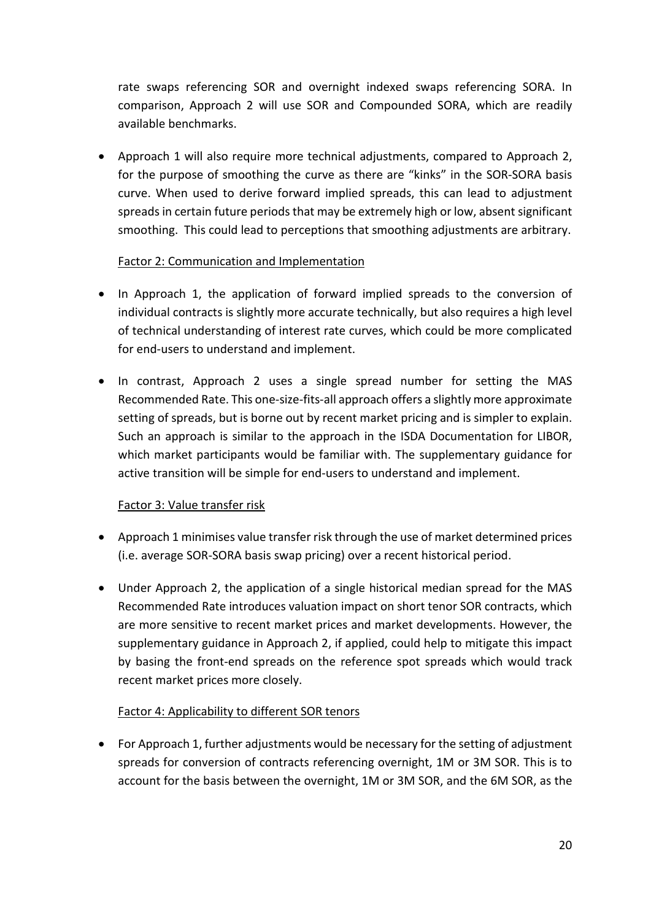rate swaps referencing SOR and overnight indexed swaps referencing SORA. In comparison, Approach 2 will use SOR and Compounded SORA, which are readily available benchmarks.

- Approach 1 will also require more technical adjustments, compared to Approach 2, for the purpose of smoothing the curve as there are "kinks" in the SOR-SORA basis curve. When used to derive forward implied spreads, this can lead to adjustment spreads in certain future periods that may be extremely high or low, absent significant smoothing. This could lead to perceptions that smoothing adjustments are arbitrary.

<u>Factor 2: Communication and Implementation</u>

- In Approach 1, the application of forward implied spreads to the conversion of individual contracts is slightly more accurate technically, but also requires a high level of technical understanding of interest rate curves, which could be more complicated for end-users to understand and implement.
- In contrast, Approach 2 uses a single spread number for setting the MAS Recommended Rate. This one-size-fits-all approach offers a slightly more approximate setting of spreads, but is borne out by recent market pricing and is simpler to explain. Such an approach is similar to the approach in the ISDA Documentation for LIBOR, which market participants would be familiar with. The supplementary guidance for active transition will be simple for end-users to understand and implement.

<u>Factor 3: Value transfer risk</u>

- Approach 1 minimises value transfer risk through the use of market determined prices (i.e. average SOR-SORA basis swap pricing) over a recent historical period.
- Under Approach 2, the application of a single historical median spread for the MAS Recommended Rate introduces valuation impact on short tenor SOR contracts, which are more sensitive to recent market prices and market developments. However, the supplementary guidance in Approach 2, if applied, could help to mitigate this impact by basing the front-end spreads on the reference spot spreads which would track recent market prices more closely.

<u>Factor 4: Applicability to different SOR tenors</u>

- For Approach 1, further adjustments would be necessary for the setting of adjustment spreads for conversion of contracts referencing overnight, 1M or 3M SOR. This is to account for the basis between the overnight, 1M or 3M SOR, and the 6M SOR, as the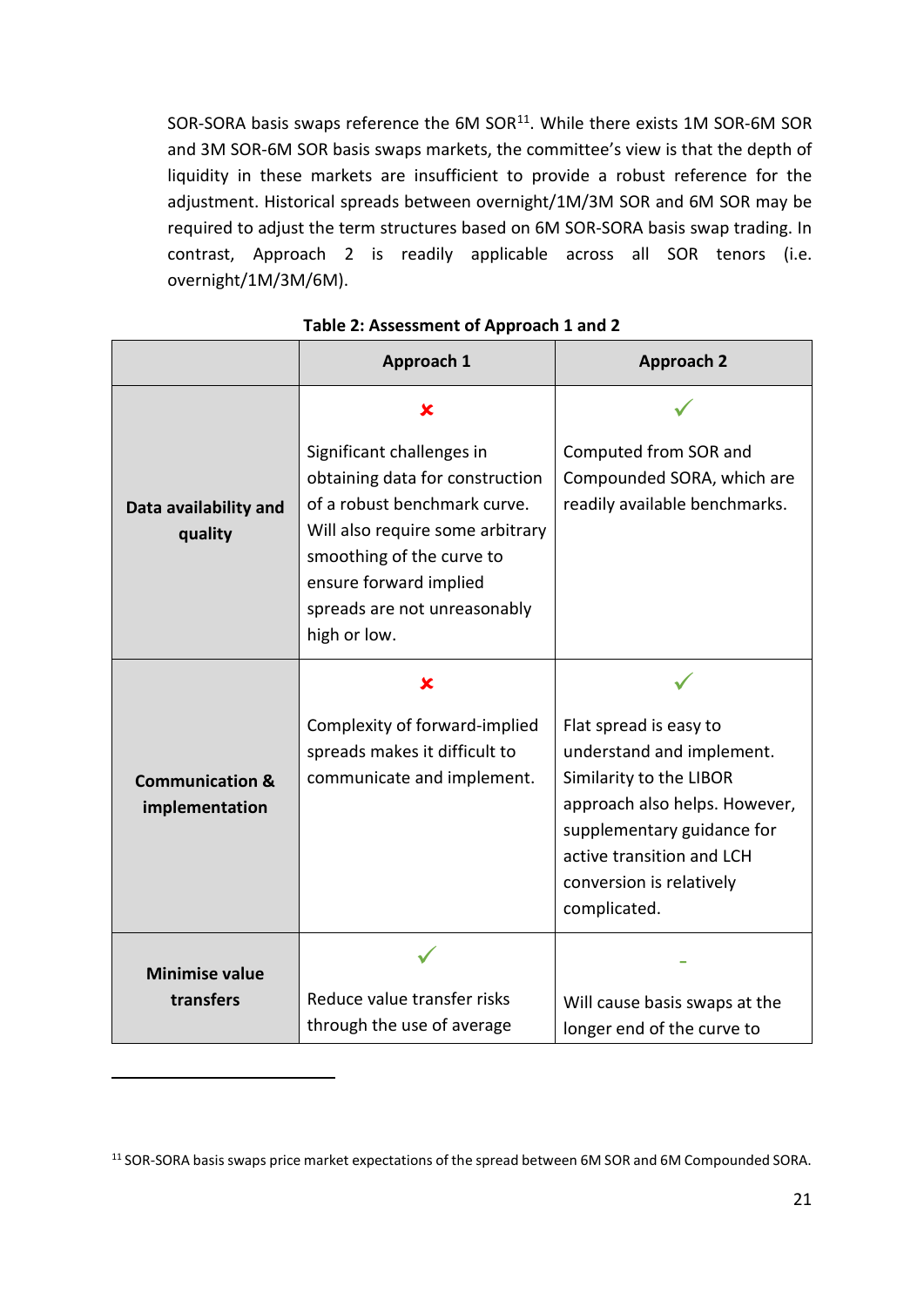SOR-SORA basis swaps reference the 6M SOR[11]. While there exists 1M SOR-6M SOR and 3M SOR-6M SOR basis swaps markets, the committee's view is that the depth of liquidity in these markets are insufficient to provide a robust reference for the adjustment. Historical spreads between overnight/1M/3M SOR and 6M SOR may be required to adjust the term structures based on 6M SOR-SORA basis swap trading. In contrast, Approach 2 is readily applicable across all SOR tenors (i.e. overnight/1M/3M/6M).

**Table 2: Assessment of Approach 1 and 2**

| | Approach 1 | Approach 2 |
|---|---|---|
| **Data availability and quality** | ✘ Significant challenges in obtaining data for construction of a robust benchmark curve. Will also require some arbitrary smoothing of the curve to ensure forward implied spreads are not unreasonably high or low. | ✓ Computed from SOR and Compounded SORA, which are readily available benchmarks. |
| **Communication & implementation** | ✘ Complexity of forward-implied spreads makes it difficult to communicate and implement. | ✓ Flat spread is easy to understand and implement. Similarity to the LIBOR approach also helps. However, supplementary guidance for active transition and LCH conversion is relatively complicated. |
| **Minimise value transfers** | ✓ Reduce value transfer risks through the use of average | - Will cause basis swaps at the longer end of the curve to |

[11] SOR-SORA basis swaps price market expectations of the spread between 6M SOR and 6M Compounded SORA.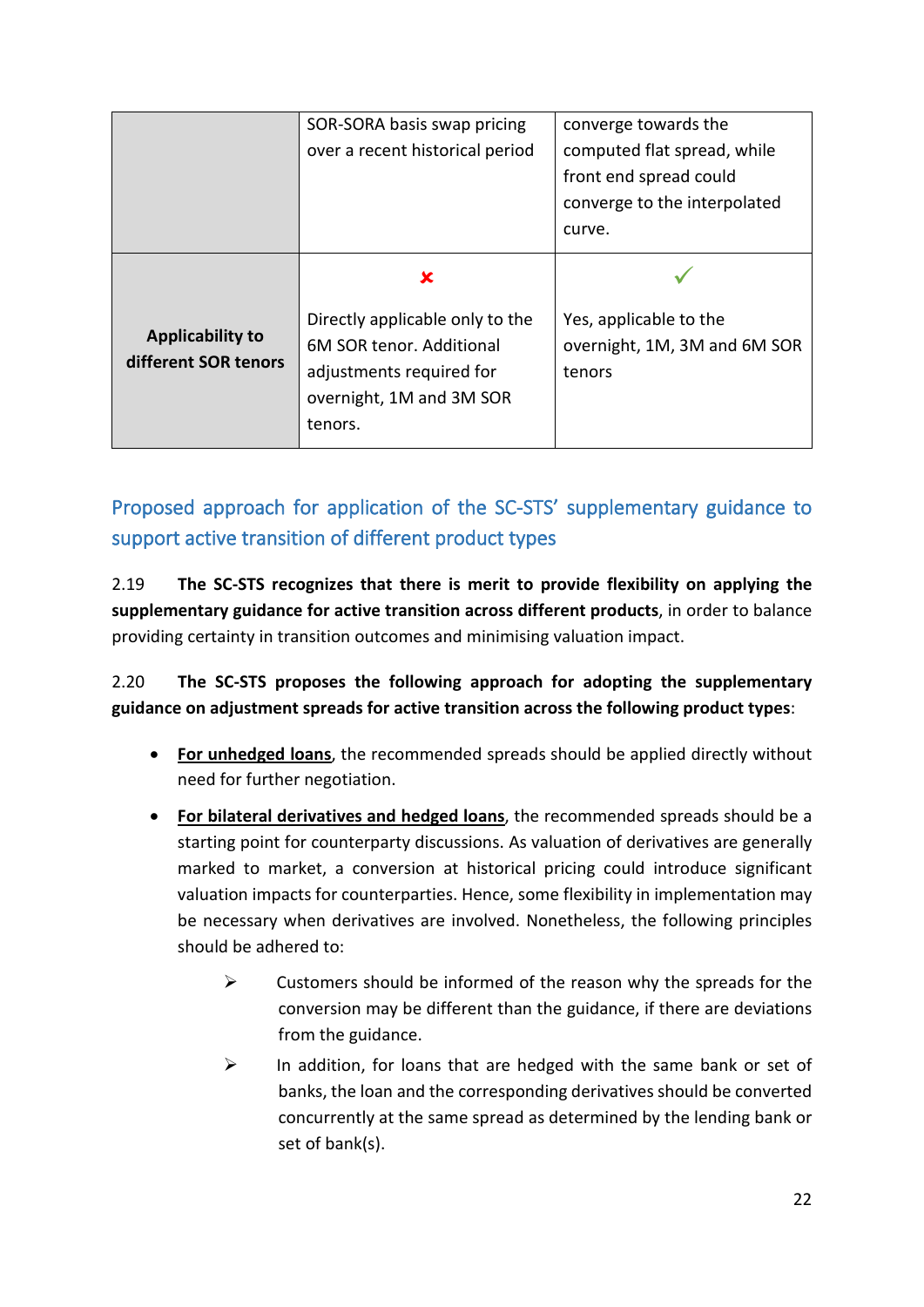| | SOR-SORA basis swap pricing over a recent historical period | converge towards the computed flat spread, while front end spread could converge to the interpolated curve. |
|---|---|---|
| **Applicability to different SOR tenors** | ✘<br><br>Directly applicable only to the 6M SOR tenor. Additional adjustments required for overnight, 1M and 3M SOR tenors. | ✓<br><br>Yes, applicable to the overnight, 1M, 3M and 6M SOR tenors |

## Proposed approach for application of the SC-STS' supplementary guidance to support active transition of different product types

2.19 **The SC-STS recognizes that there is merit to provide flexibility on applying the supplementary guidance for active transition across different products**, in order to balance providing certainty in transition outcomes and minimising valuation impact.

2.20 **The SC-STS proposes the following approach for adopting the supplementary guidance on adjustment spreads for active transition across the following product types**:

- **For unhedged loans**, the recommended spreads should be applied directly without need for further negotiation.
- **For bilateral derivatives and hedged loans**, the recommended spreads should be a starting point for counterparty discussions. As valuation of derivatives are generally marked to market, a conversion at historical pricing could introduce significant valuation impacts for counterparties. Hence, some flexibility in implementation may be necessary when derivatives are involved. Nonetheless, the following principles should be adhered to:
    - Customers should be informed of the reason why the spreads for the conversion may be different than the guidance, if there are deviations from the guidance.
    - In addition, for loans that are hedged with the same bank or set of banks, the loan and the corresponding derivatives should be converted concurrently at the same spread as determined by the lending bank or set of bank(s).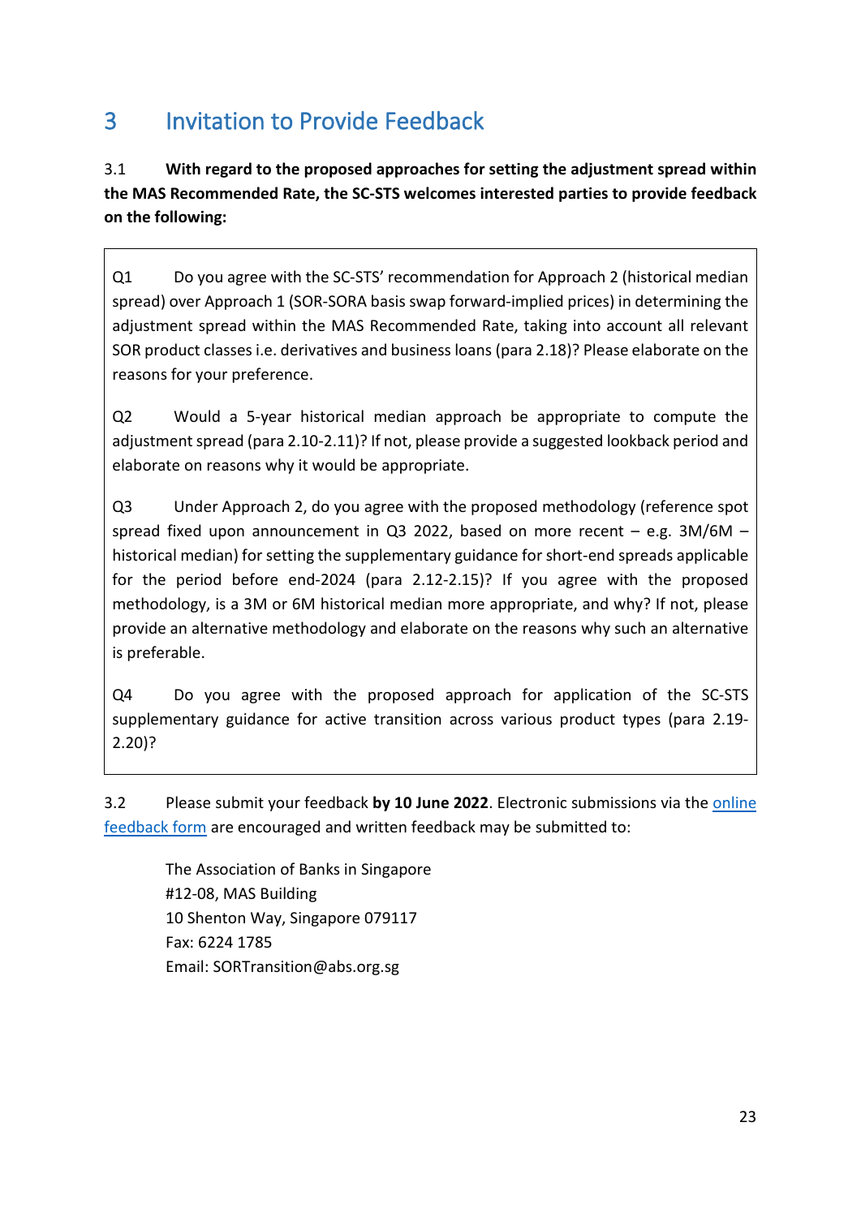# 3 Invitation to Provide Feedback

3.1 **With regard to the proposed approaches for setting the adjustment spread within the MAS Recommended Rate, the SC-STS welcomes interested parties to provide feedback on the following:**

Q1 Do you agree with the SC-STS' recommendation for Approach 2 (historical median spread) over Approach 1 (SOR-SORA basis swap forward-implied prices) in determining the adjustment spread within the MAS Recommended Rate, taking into account all relevant SOR product classes i.e. derivatives and business loans (para 2.18)? Please elaborate on the reasons for your preference.

Q2 Would a 5-year historical median approach be appropriate to compute the adjustment spread (para 2.10-2.11)? If not, please provide a suggested lookback period and elaborate on reasons why it would be appropriate.

Q3 Under Approach 2, do you agree with the proposed methodology (reference spot spread fixed upon announcement in Q3 2022, based on more recent – e.g. 3M/6M – historical median) for setting the supplementary guidance for short-end spreads applicable for the period before end-2024 (para 2.12-2.15)? If you agree with the proposed methodology, is a 3M or 6M historical median more appropriate, and why? If not, please provide an alternative methodology and elaborate on the reasons why such an alternative is preferable.

Q4 Do you agree with the proposed approach for application of the SC-STS supplementary guidance for active transition across various product types (para 2.19-2.20)?

3.2 Please submit your feedback **by 10 June 2022**. Electronic submissions via the [online feedback form]() are encouraged and written feedback may be submitted to:

The Association of Banks in Singapore
#12-08, MAS Building
10 Shenton Way, Singapore 079117
Fax: 6224 1785
Email: SORTransition@abs.org.sg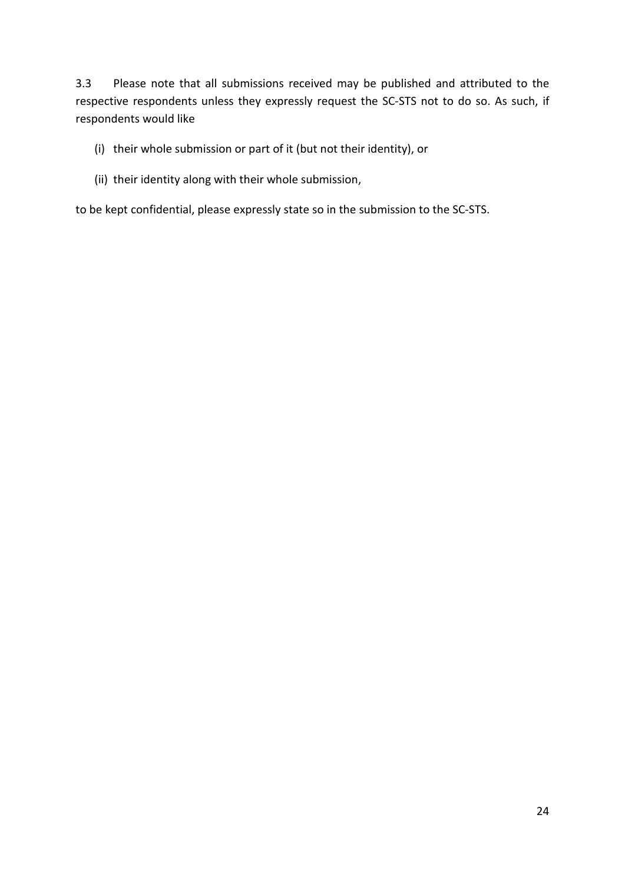3.3 Please note that all submissions received may be published and attributed to the respective respondents unless they expressly request the SC-STS not to do so. As such, if respondents would like

(i) their whole submission or part of it (but not their identity), or

(ii) their identity along with their whole submission,

to be kept confidential, please expressly state so in the submission to the SC-STS.